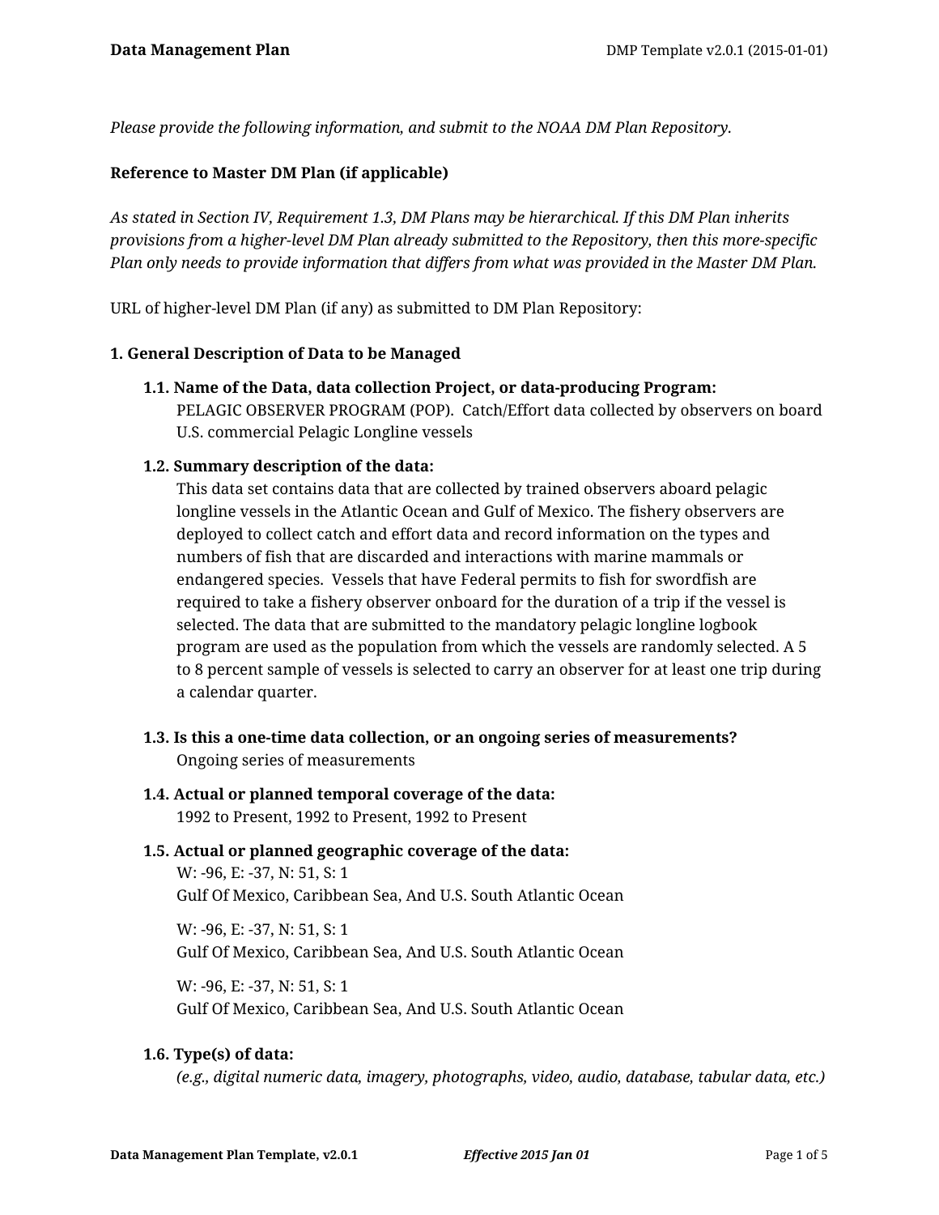*Please provide the following information, and submit to the NOAA DM Plan Repository.*

**Reference to Master DM Plan (if applicable)**

*As stated in Section IV, Requirement 1.3, DM Plans may be hierarchical. If this DM Plan inherits provisions from a higher-level DM Plan already submitted to the Repository, then this more-specific Plan only needs to provide information that differs from what was provided in the Master DM Plan.*

URL of higher-level DM Plan (if any) as submitted to DM Plan Repository:

**1. General Description of Data to be Managed**

**1.1. Name of the Data, data collection Project, or data-producing Program:**

PELAGIC OBSERVER PROGRAM (POP). Catch/Effort data collected by observers on board U.S. commercial Pelagic Longline vessels

**1.2. Summary description of the data:**

This data set contains data that are collected by trained observers aboard pelagic longline vessels in the Atlantic Ocean and Gulf of Mexico. The fishery observers are deployed to collect catch and effort data and record information on the types and numbers of fish that are discarded and interactions with marine mammals or endangered species. Vessels that have Federal permits to fish for swordfish are required to take a fishery observer onboard for the duration of a trip if the vessel is selected. The data that are submitted to the mandatory pelagic longline logbook program are used as the population from which the vessels are randomly selected. A 5 to 8 percent sample of vessels is selected to carry an observer for at least one trip during a calendar quarter.

**1.3. Is this a one-time data collection, or an ongoing series of measurements?**

Ongoing series of measurements

**1.4. Actual or planned temporal coverage of the data:**

1992 to Present, 1992 to Present, 1992 to Present

**1.5. Actual or planned geographic coverage of the data:**

W: -96, E: -37, N: 51, S: 1
Gulf Of Mexico, Caribbean Sea, And U.S. South Atlantic Ocean

W: -96, E: -37, N: 51, S: 1
Gulf Of Mexico, Caribbean Sea, And U.S. South Atlantic Ocean

W: -96, E: -37, N: 51, S: 1
Gulf Of Mexico, Caribbean Sea, And U.S. South Atlantic Ocean

**1.6. Type(s) of data:**

*(e.g., digital numeric data, imagery, photographs, video, audio, database, tabular data, etc.)*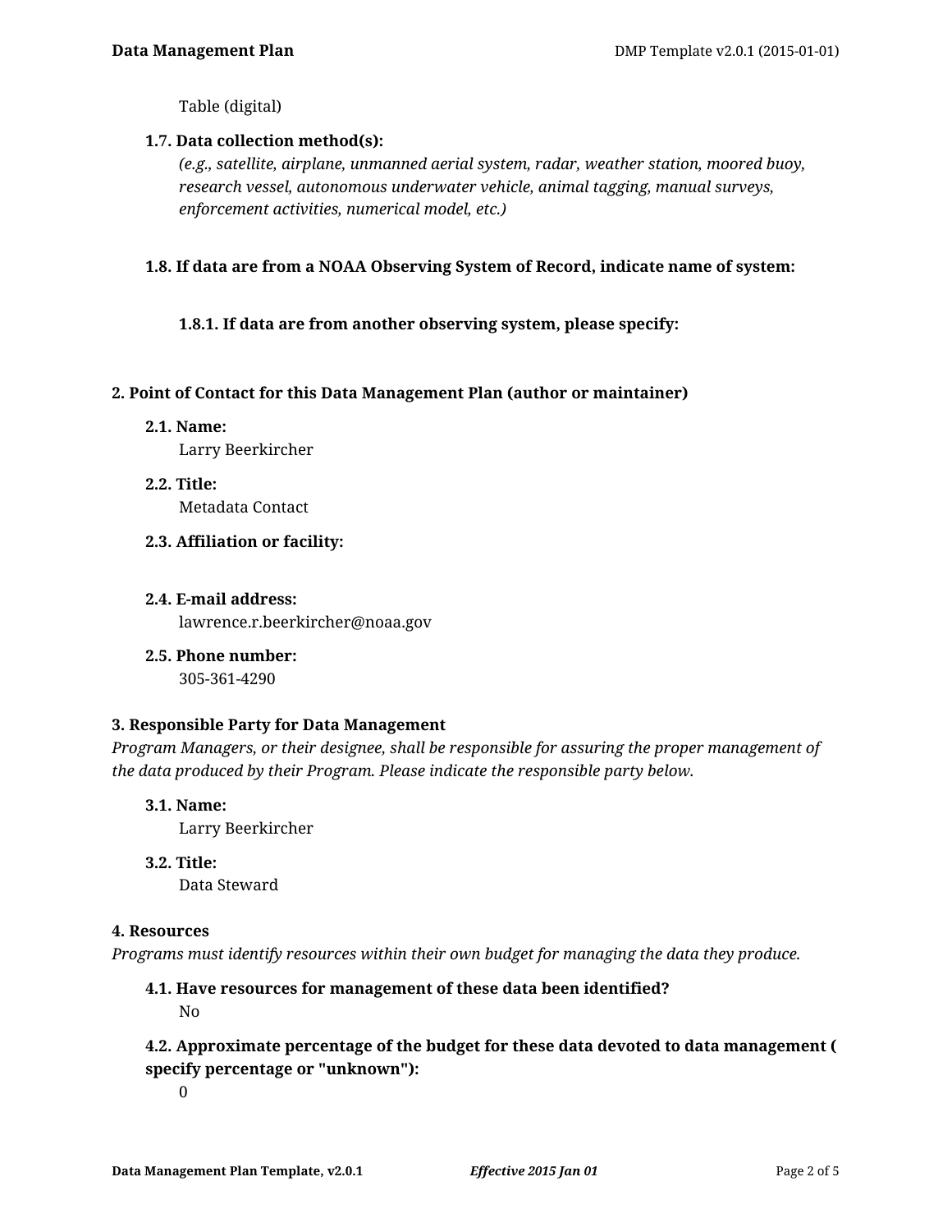Table (digital)

### 1.7. Data collection method(s):

*(e.g., satellite, airplane, unmanned aerial system, radar, weather station, moored buoy, research vessel, autonomous underwater vehicle, animal tagging, manual surveys, enforcement activities, numerical model, etc.)*

### 1.8. If data are from a NOAA Observing System of Record, indicate name of system:

#### 1.8.1. If data are from another observing system, please specify:

## 2. Point of Contact for this Data Management Plan (author or maintainer)

### 2.1. Name:

Larry Beerkircher

### 2.2. Title:

Metadata Contact

### 2.3. Affiliation or facility:

### 2.4. E-mail address:

lawrence.r.beerkircher@noaa.gov

### 2.5. Phone number:

305-361-4290

## 3. Responsible Party for Data Management

*Program Managers, or their designee, shall be responsible for assuring the proper management of the data produced by their Program. Please indicate the responsible party below.*

### 3.1. Name:

Larry Beerkircher

### 3.2. Title:

Data Steward

## 4. Resources

*Programs must identify resources within their own budget for managing the data they produce.*

### 4.1. Have resources for management of these data been identified?

No

### 4.2. Approximate percentage of the budget for these data devoted to data management ( specify percentage or "unknown"):

0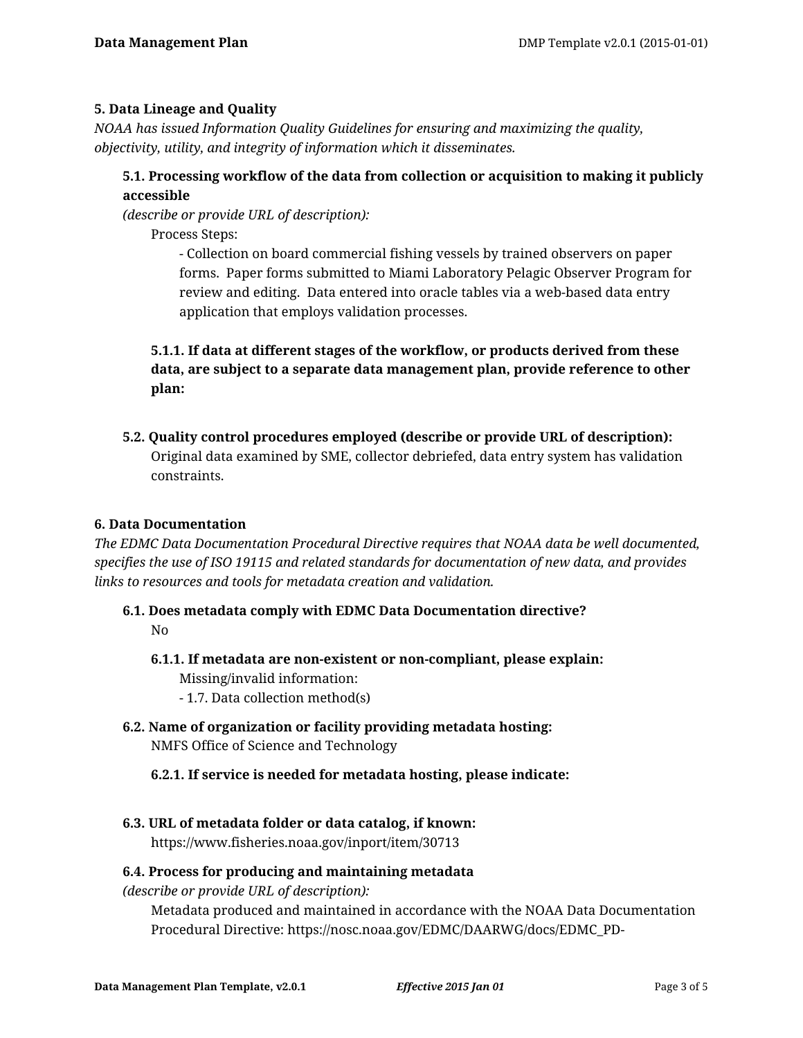## 5. Data Lineage and Quality

*NOAA has issued Information Quality Guidelines for ensuring and maximizing the quality, objectivity, utility, and integrity of information which it disseminates.*

### 5.1. Processing workflow of the data from collection or acquisition to making it publicly accessible

*(describe or provide URL of description):*

Process Steps:

- Collection on board commercial fishing vessels by trained observers on paper forms. Paper forms submitted to Miami Laboratory Pelagic Observer Program for review and editing. Data entered into oracle tables via a web-based data entry application that employs validation processes.

#### 5.1.1. If data at different stages of the workflow, or products derived from these data, are subject to a separate data management plan, provide reference to other plan:

### 5.2. Quality control procedures employed (describe or provide URL of description):

Original data examined by SME, collector debriefed, data entry system has validation constraints.

## 6. Data Documentation

*The EDMC Data Documentation Procedural Directive requires that NOAA data be well documented, specifies the use of ISO 19115 and related standards for documentation of new data, and provides links to resources and tools for metadata creation and validation.*

### 6.1. Does metadata comply with EDMC Data Documentation directive?

No

#### 6.1.1. If metadata are non-existent or non-compliant, please explain:

Missing/invalid information:

- 1.7. Data collection method(s)

### 6.2. Name of organization or facility providing metadata hosting:

NMFS Office of Science and Technology

#### 6.2.1. If service is needed for metadata hosting, please indicate:

### 6.3. URL of metadata folder or data catalog, if known:

https://www.fisheries.noaa.gov/inport/item/30713

### 6.4. Process for producing and maintaining metadata

*(describe or provide URL of description):*

Metadata produced and maintained in accordance with the NOAA Data Documentation Procedural Directive: https://nosc.noaa.gov/EDMC/DAARWG/docs/EDMC_PD-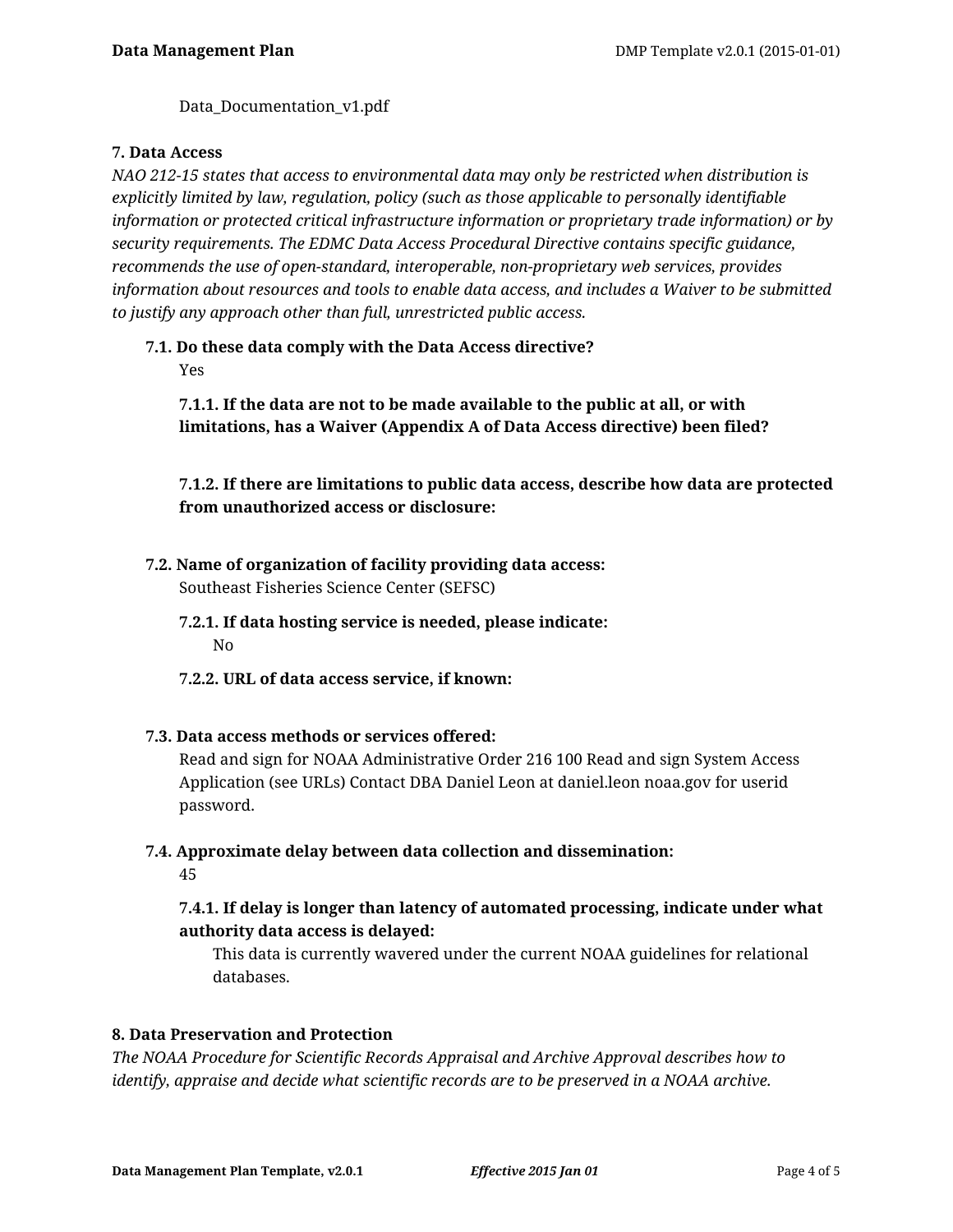Data_Documentation_v1.pdf

**7. Data Access**

*NAO 212-15 states that access to environmental data may only be restricted when distribution is explicitly limited by law, regulation, policy (such as those applicable to personally identifiable information or protected critical infrastructure information or proprietary trade information) or by security requirements. The EDMC Data Access Procedural Directive contains specific guidance, recommends the use of open-standard, interoperable, non-proprietary web services, provides information about resources and tools to enable data access, and includes a Waiver to be submitted to justify any approach other than full, unrestricted public access.*

**7.1. Do these data comply with the Data Access directive?**

Yes

**7.1.1. If the data are not to be made available to the public at all, or with limitations, has a Waiver (Appendix A of Data Access directive) been filed?**

**7.1.2. If there are limitations to public data access, describe how data are protected from unauthorized access or disclosure:**

**7.2. Name of organization of facility providing data access:**

Southeast Fisheries Science Center (SEFSC)

**7.2.1. If data hosting service is needed, please indicate:**

No

**7.2.2. URL of data access service, if known:**

**7.3. Data access methods or services offered:**

Read and sign for NOAA Administrative Order 216 100 Read and sign System Access Application (see URLs) Contact DBA Daniel Leon at daniel.leon noaa.gov for userid password.

**7.4. Approximate delay between data collection and dissemination:**

45

**7.4.1. If delay is longer than latency of automated processing, indicate under what authority data access is delayed:**

This data is currently wavered under the current NOAA guidelines for relational databases.

**8. Data Preservation and Protection**

*The NOAA Procedure for Scientific Records Appraisal and Archive Approval describes how to identify, appraise and decide what scientific records are to be preserved in a NOAA archive.*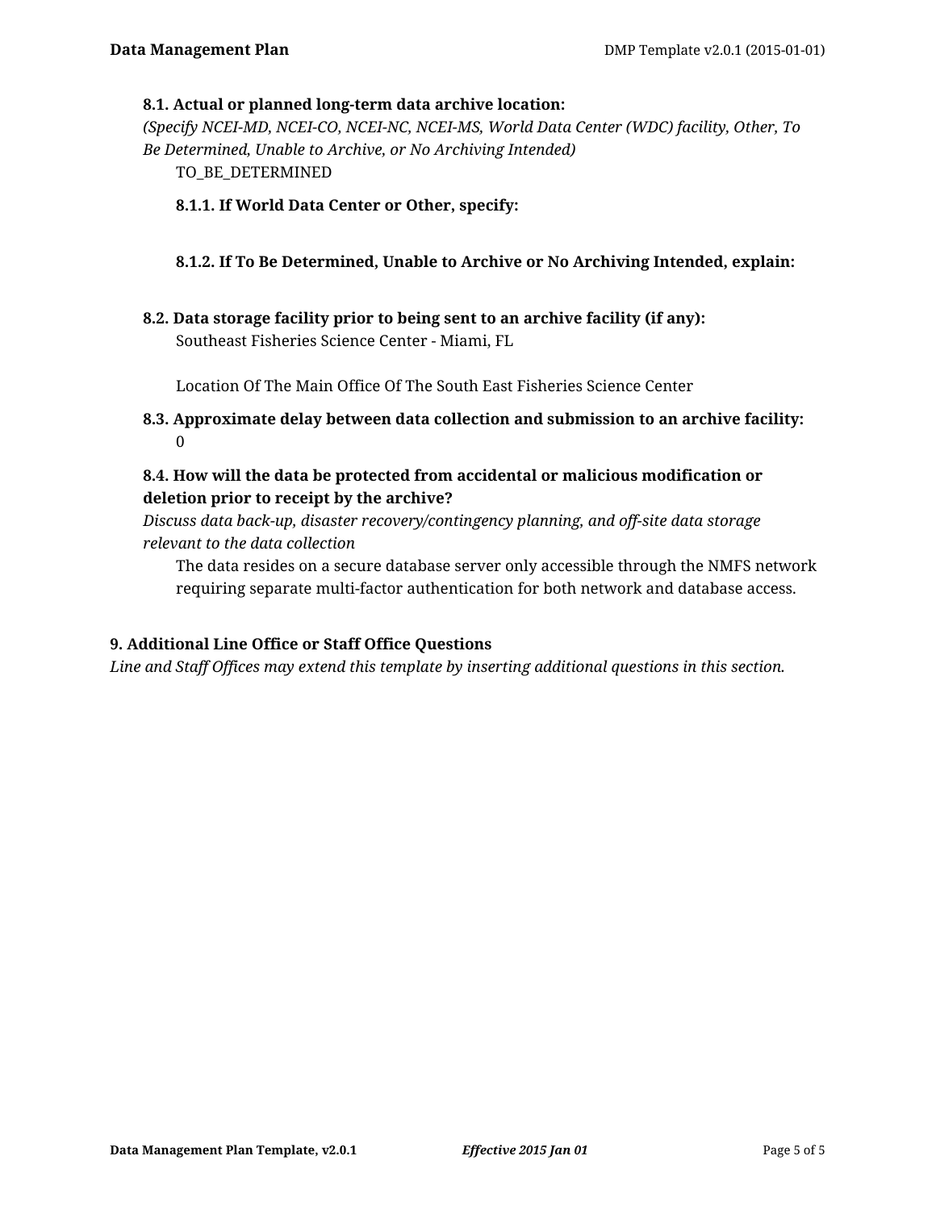**8.1. Actual or planned long-term data archive location:**

*(Specify NCEI-MD, NCEI-CO, NCEI-NC, NCEI-MS, World Data Center (WDC) facility, Other, To Be Determined, Unable to Archive, or No Archiving Intended)*

TO_BE_DETERMINED

**8.1.1. If World Data Center or Other, specify:**

**8.1.2. If To Be Determined, Unable to Archive or No Archiving Intended, explain:**

**8.2. Data storage facility prior to being sent to an archive facility (if any):**

Southeast Fisheries Science Center - Miami, FL

Location Of The Main Office Of The South East Fisheries Science Center

**8.3. Approximate delay between data collection and submission to an archive facility:**

0

**8.4. How will the data be protected from accidental or malicious modification or deletion prior to receipt by the archive?**

*Discuss data back-up, disaster recovery/contingency planning, and off-site data storage relevant to the data collection*

The data resides on a secure database server only accessible through the NMFS network requiring separate multi-factor authentication for both network and database access.

**9. Additional Line Office or Staff Office Questions**

*Line and Staff Offices may extend this template by inserting additional questions in this section.*